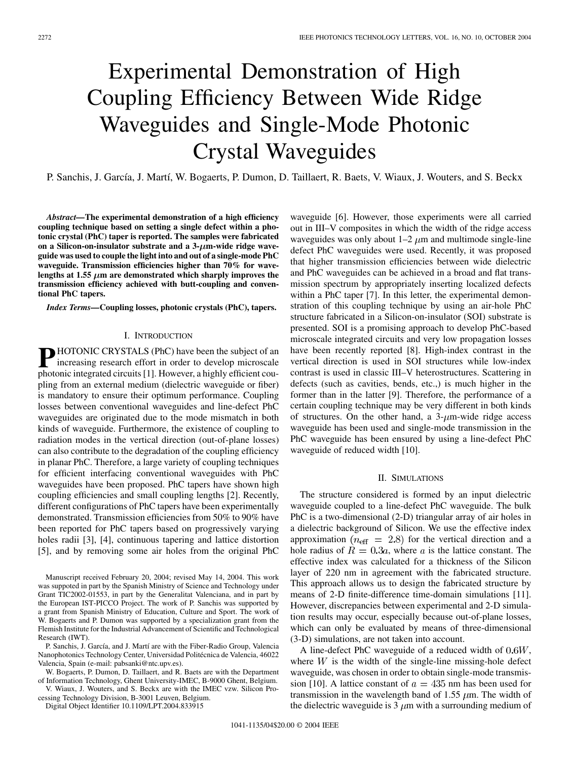# Experimental Demonstration of High Coupling Efficiency Between Wide Ridge Waveguides and Single-Mode Photonic Crystal Waveguides

P. Sanchis, J. García, J. Martí, W. Bogaerts, P. Dumon, D. Taillaert, R. Baets, V. Wiaux, J. Wouters, and S. Beckx

***Abstract*—The experimental demonstration of a high efficiency coupling technique based on setting a single defect within a photonic crystal (PhC) taper is reported. The samples were fabricated on a Silicon-on-insulator substrate and a 3-$\mu$m-wide ridge waveguide was used to couple the light into and out of a single-mode PhC waveguide. Transmission efficiencies higher than 70% for wavelengths at 1.55 $\mu$m are demonstrated which sharply improves the transmission efficiency achieved with butt-coupling and conventional PhC tapers.**

***Index Terms*—Coupling losses, photonic crystals (PhC), tapers.**

## I. Introduction

**P**HOTONIC CRYSTALS (PhC) have been the subject of an increasing research effort in order to develop microscale photonic integrated circuits [1]. However, a highly efficient coupling from an external medium (dielectric waveguide or fiber) is mandatory to ensure their optimum performance. Coupling losses between conventional waveguides and line-defect PhC waveguides are originated due to the mode mismatch in both kinds of waveguide. Furthermore, the existence of coupling to radiation modes in the vertical direction (out-of-plane losses) can also contribute to the degradation of the coupling efficiency in planar PhC. Therefore, a large variety of coupling techniques for efficient interfacing conventional waveguides with PhC waveguides have been proposed. PhC tapers have shown high coupling efficiencies and small coupling lengths [2]. Recently, different configurations of PhC tapers have been experimentally demonstrated. Transmission efficiencies from 50% to 90% have been reported for PhC tapers based on progressively varying holes radii [3], [4], continuous tapering and lattice distortion [5], and by removing some air holes from the original PhC waveguide [6]. However, those experiments were all carried out in III–V composites in which the width of the ridge access waveguides was only about 1–2 $\mu$m and multimode single-line defect PhC waveguides were used. Recently, it was proposed that higher transmission efficiencies between wide dielectric and PhC waveguides can be achieved in a broad and flat transmission spectrum by appropriately inserting localized defects within a PhC taper [7]. In this letter, the experimental demonstration of this coupling technique by using an air-hole PhC structure fabricated in a Silicon-on-insulator (SOI) substrate is presented. SOI is a promising approach to develop PhC-based microscale integrated circuits and very low propagation losses have been recently reported [8]. High-index contrast in the vertical direction is used in SOI structures while low-index contrast is used in classic III–V heterostructures. Scattering in defects (such as cavities, bends, etc.,) is much higher in the former than in the latter [9]. Therefore, the performance of a certain coupling technique may be very different in both kinds of structures. On the other hand, a 3-$\mu$m-wide ridge access waveguide has been used and single-mode transmission in the PhC waveguide has been ensured by using a line-defect PhC waveguide of reduced width [10].

Manuscript received February 20, 2004; revised May 14, 2004. This work was suppoted in part by the Spanish Ministry of Science and Technology under Grant TIC2002-01553, in part by the Generalitat Valenciana, and in part by the European IST-PICCO Project. The work of P. Sanchis was supported by a grant from Spanish Ministry of Education, Culture and Sport. The work of W. Bogaerts and P. Dumon was supported by a specialization grant from the Flemish Institute for the Industrial Advancement of Scientific and Technological Research (IWT).

P. Sanchis, J. García, and J. Martí are with the Fiber-Radio Group, Valencia Nanophotonics Technology Center, Universidad Politécnica de Valencia, 46022 Valencia, Spain (e-mail: pabsanki@ntc.upv.es).

W. Bogaerts, P. Dumon, D. Taillaert, and R. Baets are with the Department of Information Technology, Ghent University-IMEC, B-9000 Ghent, Belgium.

V. Wiaux, J. Wouters, and S. Beckx are with the IMEC vzw. Silicon Processing Technology Division, B-3001 Leuven, Belgium.

Digital Object Identifier 10.1109/LPT.2004.833915

## II. Simulations

The structure considered is formed by an input dielectric waveguide coupled to a line-defect PhC waveguide. The bulk PhC is a two-dimensional (2-D) triangular array of air holes in a dielectric background of Silicon. We use the effective index approximation ($n_{\text{eff}} = 2.8$) for the vertical direction and a hole radius of $R = 0.3a$, where $a$ is the lattice constant. The effective index was calculated for a thickness of the Silicon layer of 220 nm in agreement with the fabricated structure. This approach allows us to design the fabricated structure by means of 2-D finite-difference time-domain simulations [11]. However, discrepancies between experimental and 2-D simulation results may occur, especially because out-of-plane losses, which can only be evaluated by means of three-dimensional (3-D) simulations, are not taken into account.

A line-defect PhC waveguide of a reduced width of $0.6W$, where $W$ is the width of the single-line missing-hole defect waveguide, was chosen in order to obtain single-mode transmission [10]. A lattice constant of $a = 435$ nm has been used for transmission in the wavelength band of 1.55 $\mu$m. The width of the dielectric waveguide is 3 $\mu$m with a surrounding medium of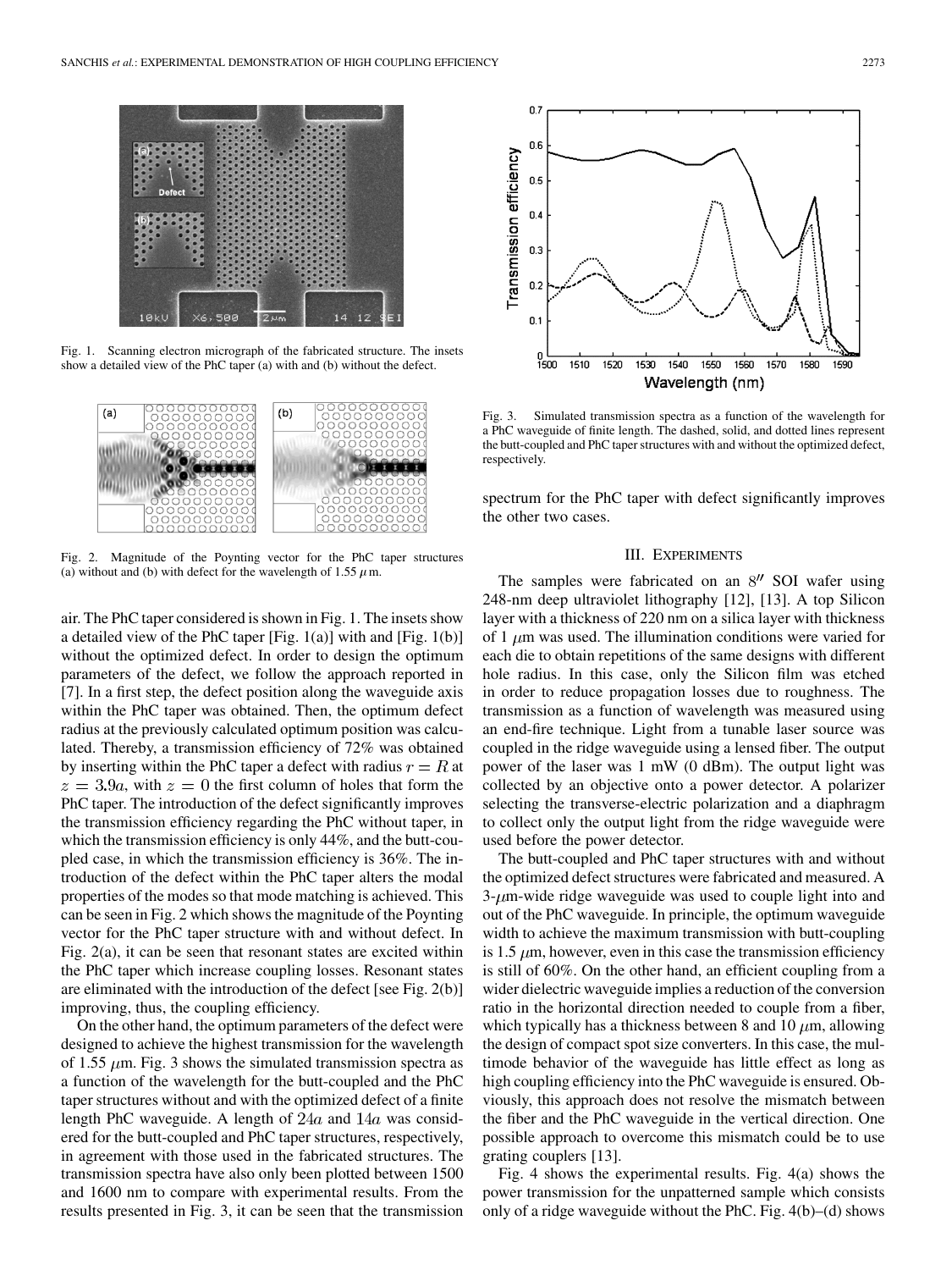Fig. 1. Scanning electron micrograph of the fabricated structure. The insets show a detailed view of the PhC taper (a) with and (b) without the defect.

Fig. 2. Magnitude of the Poynting vector for the PhC taper structures (a) without and (b) with defect for the wavelength of 1.55 $\mu$m.

air. The PhC taper considered is shown in Fig. 1. The insets show a detailed view of the PhC taper [Fig. 1(a)] with and [Fig. 1(b)] without the optimized defect. In order to design the optimum parameters of the defect, we follow the approach reported in [7]. In a first step, the defect position along the waveguide axis within the PhC taper was obtained. Then, the optimum defect radius at the previously calculated optimum position was calculated. Thereby, a transmission efficiency of 72% was obtained by inserting within the PhC taper a defect with radius $r = R$ at $z = 3.9a$, with $z = 0$ the first column of holes that form the PhC taper. The introduction of the defect significantly improves the transmission efficiency regarding the PhC without taper, in which the transmission efficiency is only 44%, and the butt-coupled case, in which the transmission efficiency is 36%. The introduction of the defect within the PhC taper alters the modal properties of the modes so that mode matching is achieved. This can be seen in Fig. 2 which shows the magnitude of the Poynting vector for the PhC taper structure with and without defect. In Fig. 2(a), it can be seen that resonant states are excited within the PhC taper which increase coupling losses. Resonant states are eliminated with the introduction of the defect [see Fig. 2(b)] improving, thus, the coupling efficiency.

On the other hand, the optimum parameters of the defect were designed to achieve the highest transmission for the wavelength of 1.55 $\mu$m. Fig. 3 shows the simulated transmission spectra as a function of the wavelength for the butt-coupled and the PhC taper structures without and with the optimized defect of a finite length PhC waveguide. A length of $24a$ and $14a$ was considered for the butt-coupled and PhC taper structures, respectively, in agreement with those used in the fabricated structures. The transmission spectra have also only been plotted between 1500 and 1600 nm to compare with experimental results. From the results presented in Fig. 3, it can be seen that the transmission spectrum for the PhC taper with defect significantly improves the other two cases.

Fig. 3. Simulated transmission spectra as a function of the wavelength for a PhC waveguide of finite length. The dashed, solid, and dotted lines represent the butt-coupled and PhC taper structures with and without the optimized defect, respectively.

## III. Experiments

The samples were fabricated on an 8″ SOI wafer using 248-nm deep ultraviolet lithography [12], [13]. A top Silicon layer with a thickness of 220 nm on a silica layer with thickness of 1 $\mu$m was used. The illumination conditions were varied for each die to obtain repetitions of the same designs with different hole radius. In this case, only the Silicon film was etched in order to reduce propagation losses due to roughness. The transmission as a function of wavelength was measured using an end-fire technique. Light from a tunable laser source was coupled in the ridge waveguide using a lensed fiber. The output power of the laser was 1 mW (0 dBm). The output light was collected by an objective onto a power detector. A polarizer selecting the transverse-electric polarization and a diaphragm to collect only the output light from the ridge waveguide were used before the power detector.

The butt-coupled and PhC taper structures with and without the optimized defect structures were fabricated and measured. A 3-$\mu$m-wide ridge waveguide was used to couple light into and out of the PhC waveguide. In principle, the optimum waveguide width to achieve the maximum transmission with butt-coupling is 1.5 $\mu$m, however, even in this case the transmission efficiency is still of 60%. On the other hand, an efficient coupling from a wider dielectric waveguide implies a reduction of the conversion ratio in the horizontal direction needed to couple from a fiber, which typically has a thickness between 8 and 10 $\mu$m, allowing the design of compact spot size converters. In this case, the multimode behavior of the waveguide has little effect as long as high coupling efficiency into the PhC waveguide is ensured. Obviously, this approach does not resolve the mismatch between the fiber and the PhC waveguide in the vertical direction. One possible approach to overcome this mismatch could be to use grating couplers [13].

Fig. 4 shows the experimental results. Fig. 4(a) shows the power transmission for the unpatterned sample which consists only of a ridge waveguide without the PhC. Fig. 4(b)–(d) shows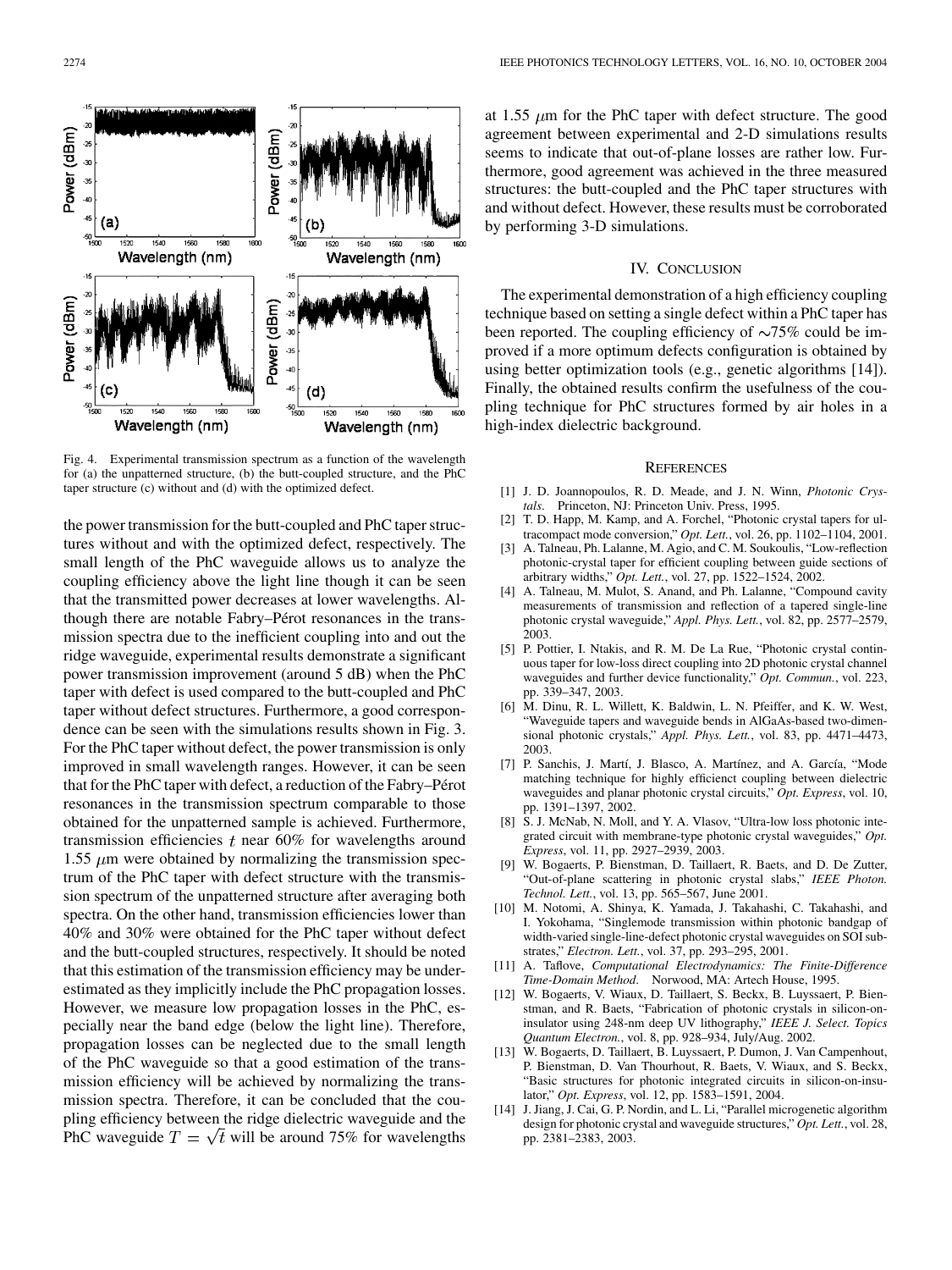(a)
Power (dBm)
Wavelength (nm)

(b)
Power (dBm)
Wavelength (nm)

(c)
Power (dBm)
Wavelength (nm)

(d)
Power (dBm)
Wavelength (nm)

Fig. 4. Experimental transmission spectrum as a function of the wavelength for (a) the unpatterned structure, (b) the butt-coupled structure, and the PhC taper structure (c) without and (d) with the optimized defect.

the power transmission for the butt-coupled and PhC taper structures without and with the optimized defect, respectively. The small length of the PhC waveguide allows us to analyze the coupling efficiency above the light line though it can be seen that the transmitted power decreases at lower wavelengths. Although there are notable Fabry–Pérot resonances in the transmission spectra due to the inefficient coupling into and out the ridge waveguide, experimental results demonstrate a significant power transmission improvement (around 5 dB) when the PhC taper with defect is used compared to the butt-coupled and PhC taper without defect structures. Furthermore, a good correspondence can be seen with the simulations results shown in Fig. 3. For the PhC taper without defect, the power transmission is only improved in small wavelength ranges. However, it can be seen that for the PhC taper with defect, a reduction of the Fabry–Pérot resonances in the transmission spectrum comparable to those obtained for the unpatterned sample is achieved. Furthermore, transmission efficiencies $t$ near 60% for wavelengths around 1.55 $\mu$m were obtained by normalizing the transmission spectrum of the PhC taper with defect structure with the transmission spectrum of the unpatterned structure after averaging both spectra. On the other hand, transmission efficiencies lower than 40% and 30% were obtained for the PhC taper without defect and the butt-coupled structures, respectively. It should be noted that this estimation of the transmission efficiency may be underestimated as they implicitly include the PhC propagation losses. However, we measure low propagation losses in the PhC, especially near the band edge (below the light line). Therefore, propagation losses can be neglected due to the small length of the PhC waveguide so that a good estimation of the transmission efficiency will be achieved by normalizing the transmission spectra. Therefore, it can be concluded that the coupling efficiency between the ridge dielectric waveguide and the PhC waveguide $T = \sqrt{t}$ will be around 75% for wavelengths at 1.55 $\mu$m for the PhC taper with defect structure. The good agreement between experimental and 2-D simulations results seems to indicate that out-of-plane losses are rather low. Furthermore, good agreement was achieved in the three measured structures: the butt-coupled and the PhC taper structures with and without defect. However, these results must be corroborated by performing 3-D simulations.

## IV. Conclusion

The experimental demonstration of a high efficiency coupling technique based on setting a single defect within a PhC taper has been reported. The coupling efficiency of ~75% could be improved if a more optimum defects configuration is obtained by using better optimization tools (e.g., genetic algorithms [14]). Finally, the obtained results confirm the usefulness of the coupling technique for PhC structures formed by air holes in a high-index dielectric background.

## References

[1] J. D. Joannopoulos, R. D. Meade, and J. N. Winn, *Photonic Crystals*. Princeton, NJ: Princeton Univ. Press, 1995.

[2] T. D. Happ, M. Kamp, and A. Forchel, "Photonic crystal tapers for ultracompact mode conversion," *Opt. Lett.*, vol. 26, pp. 1102–1104, 2001.

[3] A. Talneau, Ph. Lalanne, M. Agio, and C. M. Soukoulis, "Low-reflection photonic-crystal taper for efficient coupling between guide sections of arbitrary widths," *Opt. Lett.*, vol. 27, pp. 1522–1524, 2002.

[4] A. Talneau, M. Mulot, S. Anand, and Ph. Lalanne, "Compound cavity measurements of transmission and reflection of a tapered single-line photonic crystal waveguide," *Appl. Phys. Lett.*, vol. 82, pp. 2577–2579, 2003.

[5] P. Pottier, I. Ntakis, and R. M. De La Rue, "Photonic crystal continuous taper for low-loss direct coupling into 2D photonic crystal channel waveguides and further device functionality," *Opt. Commun.*, vol. 223, pp. 339–347, 2003.

[6] M. Dinu, R. L. Willett, K. Baldwin, L. N. Pfeiffer, and K. W. West, "Waveguide tapers and waveguide bends in AlGaAs-based two-dimensional photonic crystals," *Appl. Phys. Lett.*, vol. 83, pp. 4471–4473, 2003.

[7] P. Sanchis, J. Martí, J. Blasco, A. Martínez, and A. García, "Mode matching technique for highly efficienct coupling between dielectric waveguides and planar photonic crystal circuits," *Opt. Express*, vol. 10, pp. 1391–1397, 2002.

[8] S. J. McNab, N. Moll, and Y. A. Vlasov, "Ultra-low loss photonic integrated circuit with membrane-type photonic crystal waveguides," *Opt. Express*, vol. 11, pp. 2927–2939, 2003.

[9] W. Bogaerts, P. Bienstman, D. Taillaert, R. Baets, and D. De Zutter, "Out-of-plane scattering in photonic crystal slabs," *IEEE Photon. Technol. Lett.*, vol. 13, pp. 565–567, June 2001.

[10] M. Notomi, A. Shinya, K. Yamada, J. Takahashi, C. Takahashi, and I. Yokohama, "Singlemode transmission within photonic bandgap of width-varied single-line-defect photonic crystal waveguides on SOI substrates," *Electron. Lett.*, vol. 37, pp. 293–295, 2001.

[11] A. Taflove, *Computational Electrodynamics: The Finite-Difference Time-Domain Method*. Norwood, MA: Artech House, 1995.

[12] W. Bogaerts, V. Wiaux, D. Taillaert, S. Beckx, B. Luyssaert, P. Bienstman, and R. Baets, "Fabrication of photonic crystals in silicon-on-insulator using 248-nm deep UV lithography," *IEEE J. Select. Topics Quantum Electron.*, vol. 8, pp. 928–934, July/Aug. 2002.

[13] W. Bogaerts, D. Taillaert, B. Luyssaert, P. Dumon, J. Van Campenhout, P. Bienstman, D. Van Thourhout, R. Baets, V. Wiaux, and S. Beckx, "Basic structures for photonic integrated circuits in silicon-on-insulator," *Opt. Express*, vol. 12, pp. 1583–1591, 2004.

[14] J. Jiang, J. Cai, G. P. Nordin, and L. Li, "Parallel microgenetic algorithm design for photonic crystal and waveguide structures," *Opt. Lett.*, vol. 28, pp. 2381–2383, 2003.